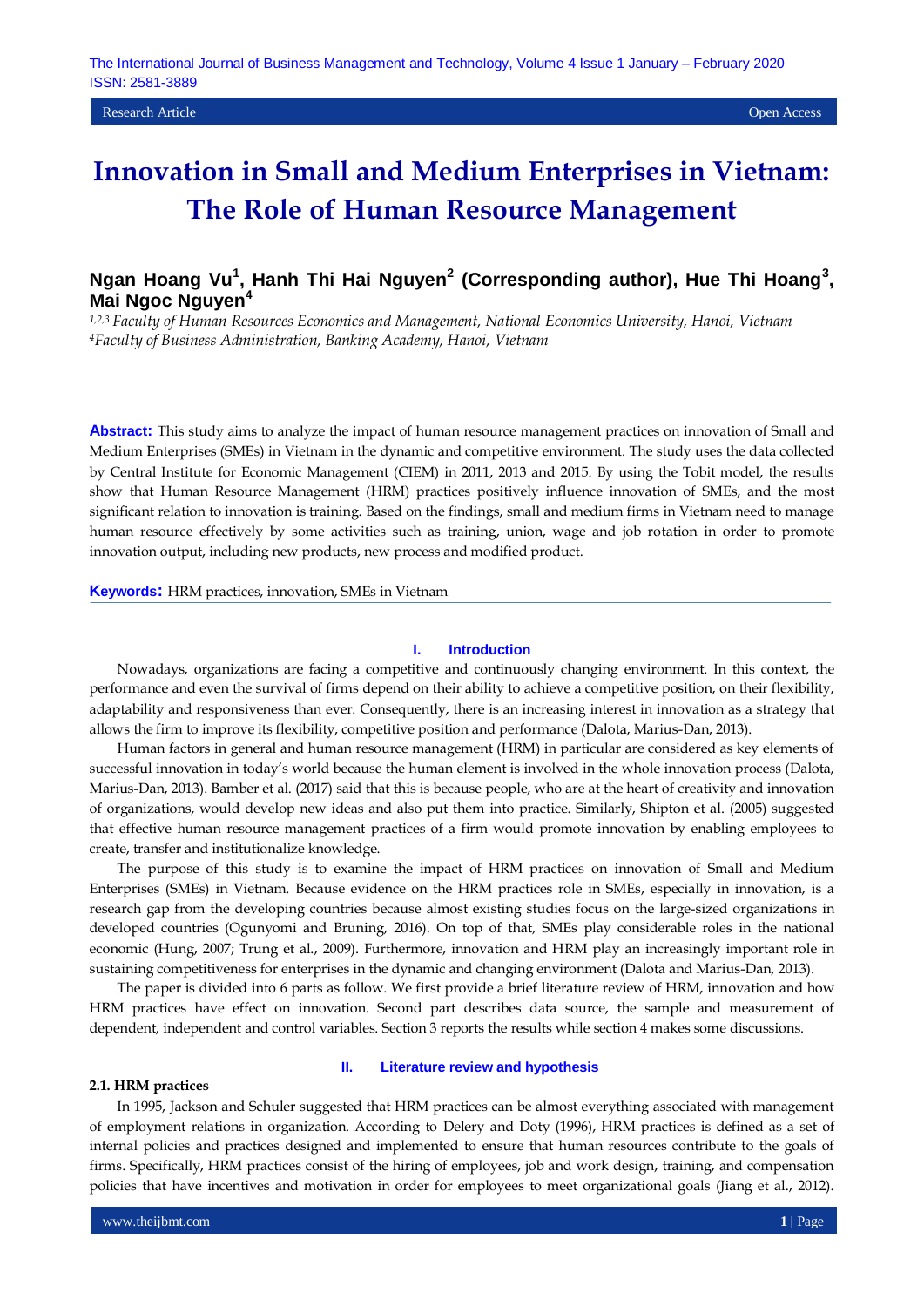Research Article | Open Access

# Innovation in Small and Medium Enterprises in Vietnam: The Role of Human Resource Management

**Ngan Hoang Vu[1], Hanh Thi Hai Nguyen[2] (Corresponding author), Hue Thi Hoang[3], Mai Ngoc Nguyen[4]**

*[1,2,3] Faculty of Human Resources Economics and Management, National Economics University, Hanoi, Vietnam*
*[4] Faculty of Business Administration, Banking Academy, Hanoi, Vietnam*

**Abstract:** This study aims to analyze the impact of human resource management practices on innovation of Small and Medium Enterprises (SMEs) in Vietnam in the dynamic and competitive environment. The study uses the data collected by Central Institute for Economic Management (CIEM) in 2011, 2013 and 2015. By using the Tobit model, the results show that Human Resource Management (HRM) practices positively influence innovation of SMEs, and the most significant relation to innovation is training. Based on the findings, small and medium firms in Vietnam need to manage human resource effectively by some activities such as training, union, wage and job rotation in order to promote innovation output, including new products, new process and modified product.

**Keywords:** HRM practices, innovation, SMEs in Vietnam

## I. Introduction

Nowadays, organizations are facing a competitive and continuously changing environment. In this context, the performance and even the survival of firms depend on their ability to achieve a competitive position, on their flexibility, adaptability and responsiveness than ever. Consequently, there is an increasing interest in innovation as a strategy that allows the firm to improve its flexibility, competitive position and performance (Dalota, Marius-Dan, 2013).

Human factors in general and human resource management (HRM) in particular are considered as key elements of successful innovation in today's world because the human element is involved in the whole innovation process (Dalota, Marius-Dan, 2013). Bamber et al. (2017) said that this is because people, who are at the heart of creativity and innovation of organizations, would develop new ideas and also put them into practice. Similarly, Shipton et al. (2005) suggested that effective human resource management practices of a firm would promote innovation by enabling employees to create, transfer and institutionalize knowledge.

The purpose of this study is to examine the impact of HRM practices on innovation of Small and Medium Enterprises (SMEs) in Vietnam. Because evidence on the HRM practices role in SMEs, especially in innovation, is a research gap from the developing countries because almost existing studies focus on the large-sized organizations in developed countries (Ogunyomi and Bruning, 2016). On top of that, SMEs play considerable roles in the national economic (Hung, 2007; Trung et al., 2009). Furthermore, innovation and HRM play an increasingly important role in sustaining competitiveness for enterprises in the dynamic and changing environment (Dalota and Marius-Dan, 2013).

The paper is divided into 6 parts as follow. We first provide a brief literature review of HRM, innovation and how HRM practices have effect on innovation. Second part describes data source, the sample and measurement of dependent, independent and control variables. Section 3 reports the results while section 4 makes some discussions.

## II. Literature review and hypothesis

### 2.1. HRM practices

In 1995, Jackson and Schuler suggested that HRM practices can be almost everything associated with management of employment relations in organization. According to Delery and Doty (1996), HRM practices is defined as a set of internal policies and practices designed and implemented to ensure that human resources contribute to the goals of firms. Specifically, HRM practices consist of the hiring of employees, job and work design, training, and compensation policies that have incentives and motivation in order for employees to meet organizational goals (Jiang et al., 2012).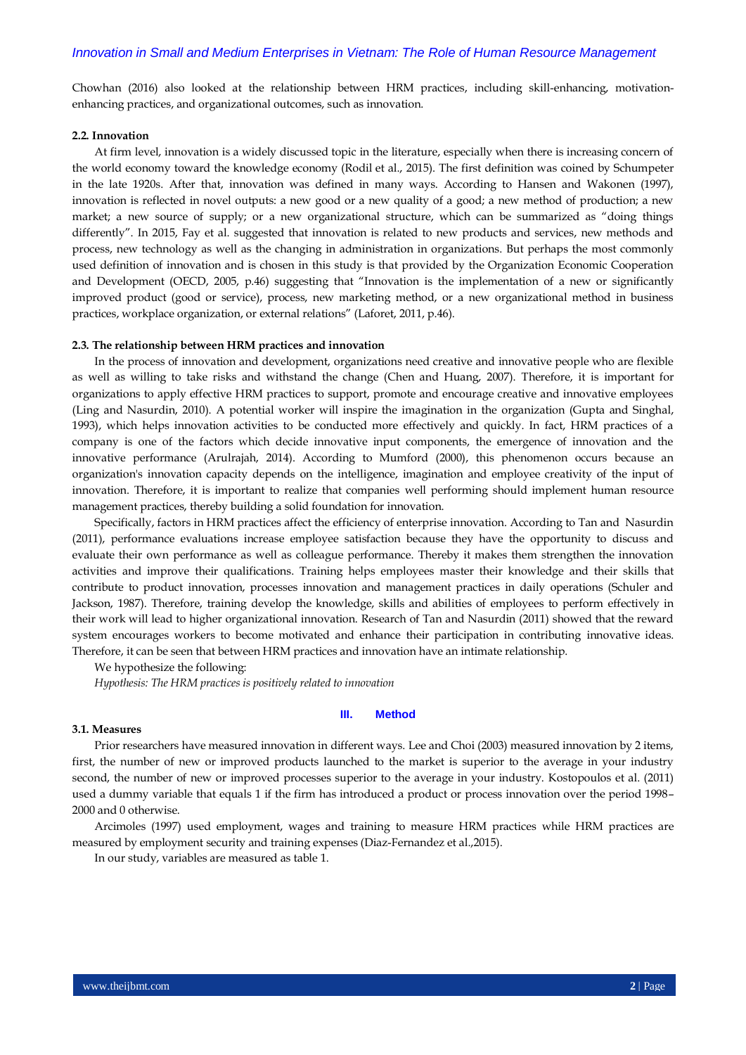Chowhan (2016) also looked at the relationship between HRM practices, including skill-enhancing, motivation-enhancing practices, and organizational outcomes, such as innovation.

### 2.2. Innovation

At firm level, innovation is a widely discussed topic in the literature, especially when there is increasing concern of the world economy toward the knowledge economy (Rodil et al., 2015). The first definition was coined by Schumpeter in the late 1920s. After that, innovation was defined in many ways. According to Hansen and Wakonen (1997), innovation is reflected in novel outputs: a new good or a new quality of a good; a new method of production; a new market; a new source of supply; or a new organizational structure, which can be summarized as "doing things differently". In 2015, Fay et al. suggested that innovation is related to new products and services, new methods and process, new technology as well as the changing in administration in organizations. But perhaps the most commonly used definition of innovation and is chosen in this study is that provided by the Organization Economic Cooperation and Development (OECD, 2005, p.46) suggesting that "Innovation is the implementation of a new or significantly improved product (good or service), process, new marketing method, or a new organizational method in business practices, workplace organization, or external relations" (Laforet, 2011, p.46).

### 2.3. The relationship between HRM practices and innovation

In the process of innovation and development, organizations need creative and innovative people who are flexible as well as willing to take risks and withstand the change (Chen and Huang, 2007). Therefore, it is important for organizations to apply effective HRM practices to support, promote and encourage creative and innovative employees (Ling and Nasurdin, 2010). A potential worker will inspire the imagination in the organization (Gupta and Singhal, 1993), which helps innovation activities to be conducted more effectively and quickly. In fact, HRM practices of a company is one of the factors which decide innovative input components, the emergence of innovation and the innovative performance (Arulrajah, 2014). According to Mumford (2000), this phenomenon occurs because an organization's innovation capacity depends on the intelligence, imagination and employee creativity of the input of innovation. Therefore, it is important to realize that companies well performing should implement human resource management practices, thereby building a solid foundation for innovation.

Specifically, factors in HRM practices affect the efficiency of enterprise innovation. According to Tan and Nasurdin (2011), performance evaluations increase employee satisfaction because they have the opportunity to discuss and evaluate their own performance as well as colleague performance. Thereby it makes them strengthen the innovation activities and improve their qualifications. Training helps employees master their knowledge and their skills that contribute to product innovation, processes innovation and management practices in daily operations (Schuler and Jackson, 1987). Therefore, training develop the knowledge, skills and abilities of employees to perform effectively in their work will lead to higher organizational innovation. Research of Tan and Nasurdin (2011) showed that the reward system encourages workers to become motivated and enhance their participation in contributing innovative ideas. Therefore, it can be seen that between HRM practices and innovation have an intimate relationship.

We hypothesize the following:

*Hypothesis: The HRM practices is positively related to innovation*

## III. Method

### 3.1. Measures

Prior researchers have measured innovation in different ways. Lee and Choi (2003) measured innovation by 2 items, first, the number of new or improved products launched to the market is superior to the average in your industry second, the number of new or improved processes superior to the average in your industry. Kostopoulos et al. (2011) used a dummy variable that equals 1 if the firm has introduced a product or process innovation over the period 1998–2000 and 0 otherwise.

Arcimoles (1997) used employment, wages and training to measure HRM practices while HRM practices are measured by employment security and training expenses (Diaz-Fernandez et al.,2015).

In our study, variables are measured as table 1.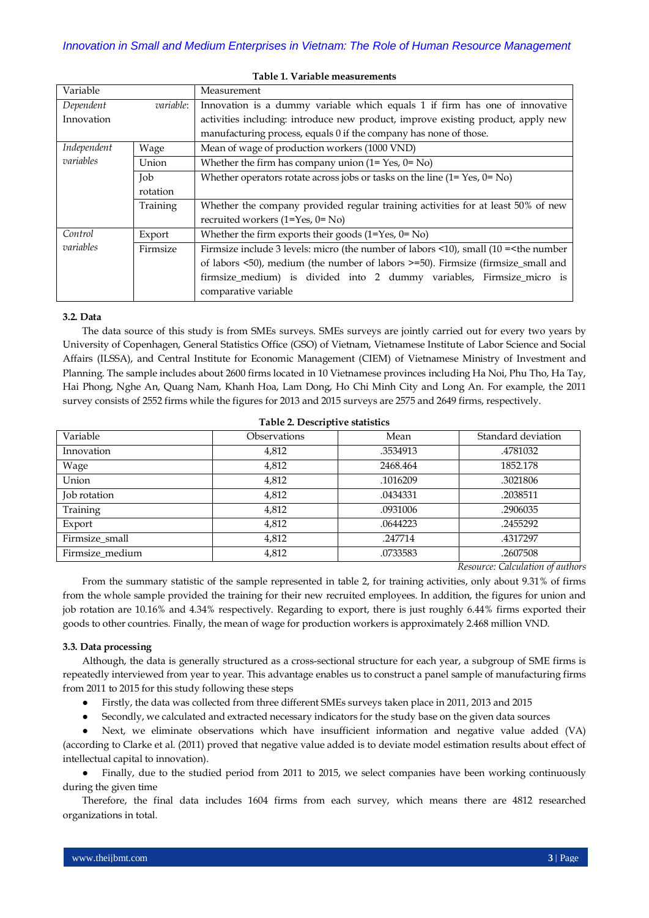**Table 1. Variable measurements**

| Variable | | Measurement |
|---|---|---|
| *Dependent variable*: Innovation | | Innovation is a dummy variable which equals 1 if firm has one of innovative activities including: introduce new product, improve existing product, apply new manufacturing process, equals 0 if the company has none of those. |
| *Independent variables* | Wage | Mean of wage of production workers (1000 VND) |
| | Union | Whether the firm has company union (1= Yes, 0= No) |
| | Job rotation | Whether operators rotate across jobs or tasks on the line (1= Yes, 0= No) |
| | Training | Whether the company provided regular training activities for at least 50% of new recruited workers (1=Yes, 0= No) |
| *Control variables* | Export | Whether the firm exports their goods (1=Yes, 0= No) |
| | Firmsize | Firmsize include 3 levels: micro (the number of labors <10), small (10 =<the number of labors <50), medium (the number of labors >=50). Firmsize (firmsize_small and firmsize_medium) is divided into 2 dummy variables, Firmsize_micro is comparative variable |

### 3.2. Data

The data source of this study is from SMEs surveys. SMEs surveys are jointly carried out for every two years by University of Copenhagen, General Statistics Office (GSO) of Vietnam, Vietnamese Institute of Labor Science and Social Affairs (ILSSA), and Central Institute for Economic Management (CIEM) of Vietnamese Ministry of Investment and Planning. The sample includes about 2600 firms located in 10 Vietnamese provinces including Ha Noi, Phu Tho, Ha Tay, Hai Phong, Nghe An, Quang Nam, Khanh Hoa, Lam Dong, Ho Chi Minh City and Long An. For example, the 2011 survey consists of 2552 firms while the figures for 2013 and 2015 surveys are 2575 and 2649 firms, respectively.

**Table 2. Descriptive statistics**

| Variable | Observations | Mean | Standard deviation |
|---|---|---|---|
| Innovation | 4,812 | .3534913 | .4781032 |
| Wage | 4,812 | 2468.464 | 1852.178 |
| Union | 4,812 | .1016209 | .3021806 |
| Job rotation | 4,812 | .0434331 | .2038511 |
| Training | 4,812 | .0931006 | .2906035 |
| Export | 4,812 | .0644223 | .2455292 |
| Firmsize_small | 4,812 | .247714 | .4317297 |
| Firmsize_medium | 4,812 | .0733583 | .2607508 |

*Resource: Calculation of authors*

From the summary statistic of the sample represented in table 2, for training activities, only about 9.31% of firms from the whole sample provided the training for their new recruited employees. In addition, the figures for union and job rotation are 10.16% and 4.34% respectively. Regarding to export, there is just roughly 6.44% firms exported their goods to other countries. Finally, the mean of wage for production workers is approximately 2.468 million VND.

### 3.3. Data processing

Although, the data is generally structured as a cross-sectional structure for each year, a subgroup of SME firms is repeatedly interviewed from year to year. This advantage enables us to construct a panel sample of manufacturing firms from 2011 to 2015 for this study following these steps

- Firstly, the data was collected from three different SMEs surveys taken place in 2011, 2013 and 2015
- Secondly, we calculated and extracted necessary indicators for the study base on the given data sources
- Next, we eliminate observations which have insufficient information and negative value added (VA) (according to Clarke et al. (2011) proved that negative value added is to deviate model estimation results about effect of intellectual capital to innovation).
- Finally, due to the studied period from 2011 to 2015, we select companies have been working continuously during the given time

Therefore, the final data includes 1604 firms from each survey, which means there are 4812 researched organizations in total.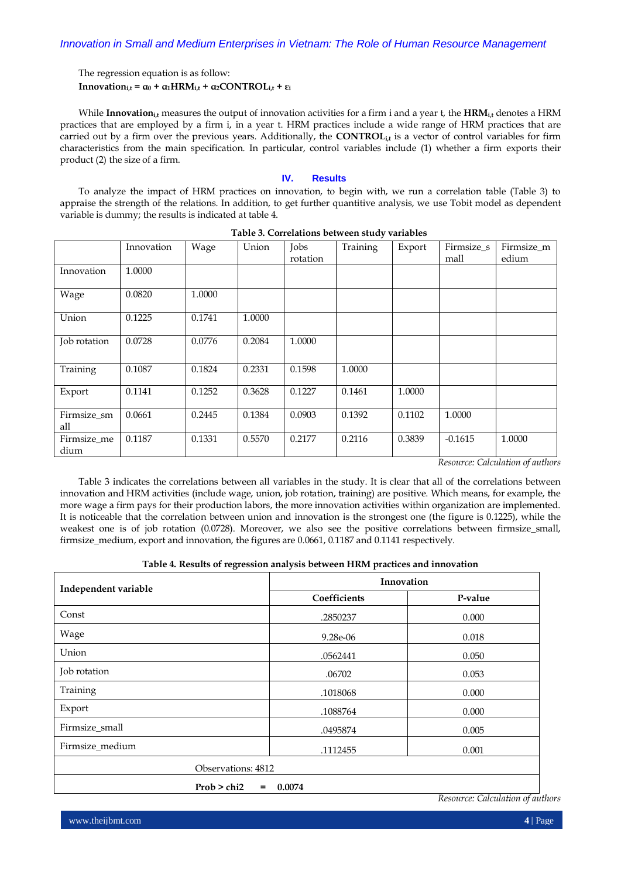The regression equation is as follow:

$$\textbf{Innovation}_{i,t} = \alpha_0 + \alpha_1\textbf{HRM}_{i,t} + \alpha_2\textbf{CONTROL}_{i,t} + \varepsilon_i$$

While **Innovation**$_{i,t}$ measures the output of innovation activities for a firm i and a year t, the **HRM**$_{i,t}$ denotes a HRM practices that are employed by a firm i, in a year t. HRM practices include a wide range of HRM practices that are carried out by a firm over the previous years. Additionally, the **CONTROL**$_{i,t}$ is a vector of control variables for firm characteristics from the main specification. In particular, control variables include (1) whether a firm exports their product (2) the size of a firm.

## IV. Results

To analyze the impact of HRM practices on innovation, to begin with, we run a correlation table (Table 3) to appraise the strength of the relations. In addition, to get further quantitive analysis, we use Tobit model as dependent variable is dummy; the results is indicated at table 4.

**Table 3. Correlations between study variables**

| | Innovation | Wage | Union | Jobs rotation | Training | Export | Firmsize_small | Firmsize_medium |
|---|---|---|---|---|---|---|---|---|
| Innovation | 1.0000 | | | | | | | |
| Wage | 0.0820 | 1.0000 | | | | | | |
| Union | 0.1225 | 0.1741 | 1.0000 | | | | | |
| Job rotation | 0.0728 | 0.0776 | 0.2084 | 1.0000 | | | | |
| Training | 0.1087 | 0.1824 | 0.2331 | 0.1598 | 1.0000 | | | |
| Export | 0.1141 | 0.1252 | 0.3628 | 0.1227 | 0.1461 | 1.0000 | | |
| Firmsize_small | 0.0661 | 0.2445 | 0.1384 | 0.0903 | 0.1392 | 0.1102 | 1.0000 | |
| Firmsize_medium | 0.1187 | 0.1331 | 0.5570 | 0.2177 | 0.2116 | 0.3839 | -0.1615 | 1.0000 |

*Resource: Calculation of authors*

Table 3 indicates the correlations between all variables in the study. It is clear that all of the correlations between innovation and HRM activities (include wage, union, job rotation, training) are positive. Which means, for example, the more wage a firm pays for their production labors, the more innovation activities within organization are implemented. It is noticeable that the correlation between union and innovation is the strongest one (the figure is 0.1225), while the weakest one is of job rotation (0.0728). Moreover, we also see the positive correlations between firmsize_small, firmsize_medium, export and innovation, the figures are 0.0661, 0.1187 and 0.1141 respectively.

**Table 4. Results of regression analysis between HRM practices and innovation**

| Independent variable | Innovation | |
|---|---|---|
| | **Coefficients** | **P-value** |
| Const | .2850237 | 0.000 |
| Wage | 9.28e-06 | 0.018 |
| Union | .0562441 | 0.050 |
| Job rotation | .06702 | 0.053 |
| Training | .1018068 | 0.000 |
| Export | .1088764 | 0.000 |
| Firmsize_small | .0495874 | 0.005 |
| Firmsize_medium | .1112455 | 0.001 |
| Observations: 4812 | | |
| **Prob > chi2 = 0.0074** | | |

*Resource: Calculation of authors*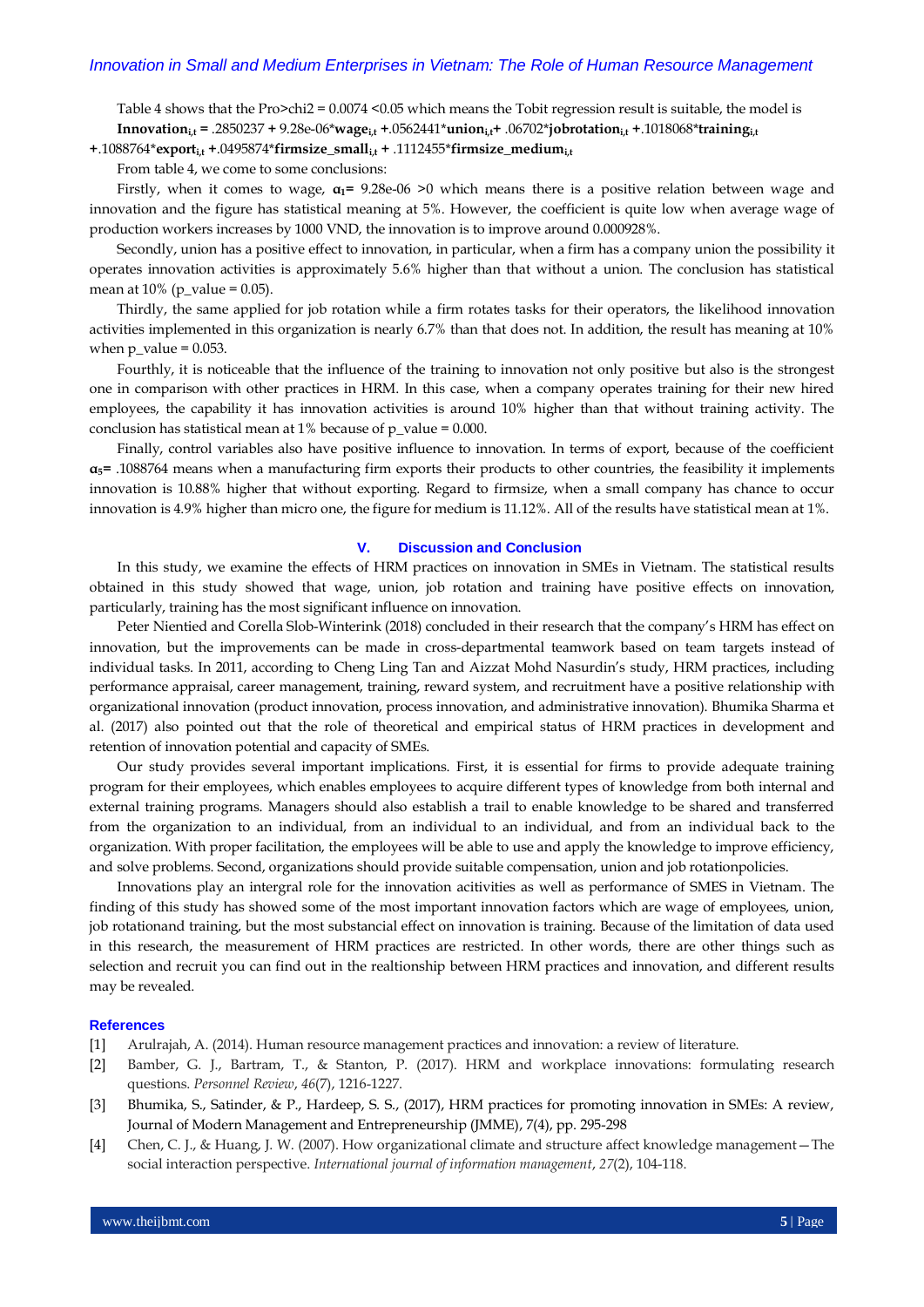Table 4 shows that the Pro>chi2 = 0.0074 <0.05 which means the Tobit regression result is suitable, the model is **Innovation**$_{i,t}$ **=** .2850237 **+** 9.28e-06\***wage**$_{i,t}$ **+**.0562441\***union**$_{i,t}$**+** .06702\***jobrotation**$_{i,t}$ **+**.1018068\***training**$_{i,t}$ **+**.1088764\***export**$_{i,t}$ **+**.0495874\***firmsize_small**$_{i,t}$ **+** .1112455\***firmsize_medium**$_{i,t}$

From table 4, we come to some conclusions:

Firstly, when it comes to wage, $\alpha_1$= 9.28e-06 >0 which means there is a positive relation between wage and innovation and the figure has statistical meaning at 5%. However, the coefficient is quite low when average wage of production workers increases by 1000 VND, the innovation is to improve around 0.000928%.

Secondly, union has a positive effect to innovation, in particular, when a firm has a company union the possibility it operates innovation activities is approximately 5.6% higher than that without a union. The conclusion has statistical mean at 10% (p_value = 0.05).

Thirdly, the same applied for job rotation while a firm rotates tasks for their operators, the likelihood innovation activities implemented in this organization is nearly 6.7% than that does not. In addition, the result has meaning at 10% when p_value = 0.053.

Fourthly, it is noticeable that the influence of the training to innovation not only positive but also is the strongest one in comparison with other practices in HRM. In this case, when a company operates training for their new hired employees, the capability it has innovation activities is around 10% higher than that without training activity. The conclusion has statistical mean at 1% because of p_value = 0.000.

Finally, control variables also have positive influence to innovation. In terms of export, because of the coefficient $\alpha_5$= .1088764 means when a manufacturing firm exports their products to other countries, the feasibility it implements innovation is 10.88% higher that without exporting. Regard to firmsize, when a small company has chance to occur innovation is 4.9% higher than micro one, the figure for medium is 11.12%. All of the results have statistical mean at 1%.

## V. Discussion and Conclusion

In this study, we examine the effects of HRM practices on innovation in SMEs in Vietnam. The statistical results obtained in this study showed that wage, union, job rotation and training have positive effects on innovation, particularly, training has the most significant influence on innovation.

Peter Nientied and Corella Slob-Winterink (2018) concluded in their research that the company's HRM has effect on innovation, but the improvements can be made in cross-departmental teamwork based on team targets instead of individual tasks. In 2011, according to Cheng Ling Tan and Aizzat Mohd Nasurdin's study, HRM practices, including performance appraisal, career management, training, reward system, and recruitment have a positive relationship with organizational innovation (product innovation, process innovation, and administrative innovation). Bhumika Sharma et al. (2017) also pointed out that the role of theoretical and empirical status of HRM practices in development and retention of innovation potential and capacity of SMEs.

Our study provides several important implications. First, it is essential for firms to provide adequate training program for their employees, which enables employees to acquire different types of knowledge from both internal and external training programs. Managers should also establish a trail to enable knowledge to be shared and transferred from the organization to an individual, from an individual to an individual, and from an individual back to the organization. With proper facilitation, the employees will be able to use and apply the knowledge to improve efficiency, and solve problems. Second, organizations should provide suitable compensation, union and job rotationpolicies.

Innovations play an intergral role for the innovation acitivities as well as performance of SMES in Vietnam. The finding of this study has showed some of the most important innovation factors which are wage of employees, union, job rotationand training, but the most substancial effect on innovation is training. Because of the limitation of data used in this research, the measurement of HRM practices are restricted. In other words, there are other things such as selection and recruit you can find out in the realtionship between HRM practices and innovation, and different results may be revealed.

### References

[1] Arulrajah, A. (2014). Human resource management practices and innovation: a review of literature.

[2] Bamber, G. J., Bartram, T., & Stanton, P. (2017). HRM and workplace innovations: formulating research questions. *Personnel Review*, *46*(7), 1216-1227.

[3] Bhumika, S., Satinder, & P., Hardeep, S. S., (2017), HRM practices for promoting innovation in SMEs: A review, Journal of Modern Management and Entrepreneurship (JMME), 7(4), pp. 295-298

[4] Chen, C. J., & Huang, J. W. (2007). How organizational climate and structure affect knowledge management—The social interaction perspective. *International journal of information management*, *27*(2), 104-118.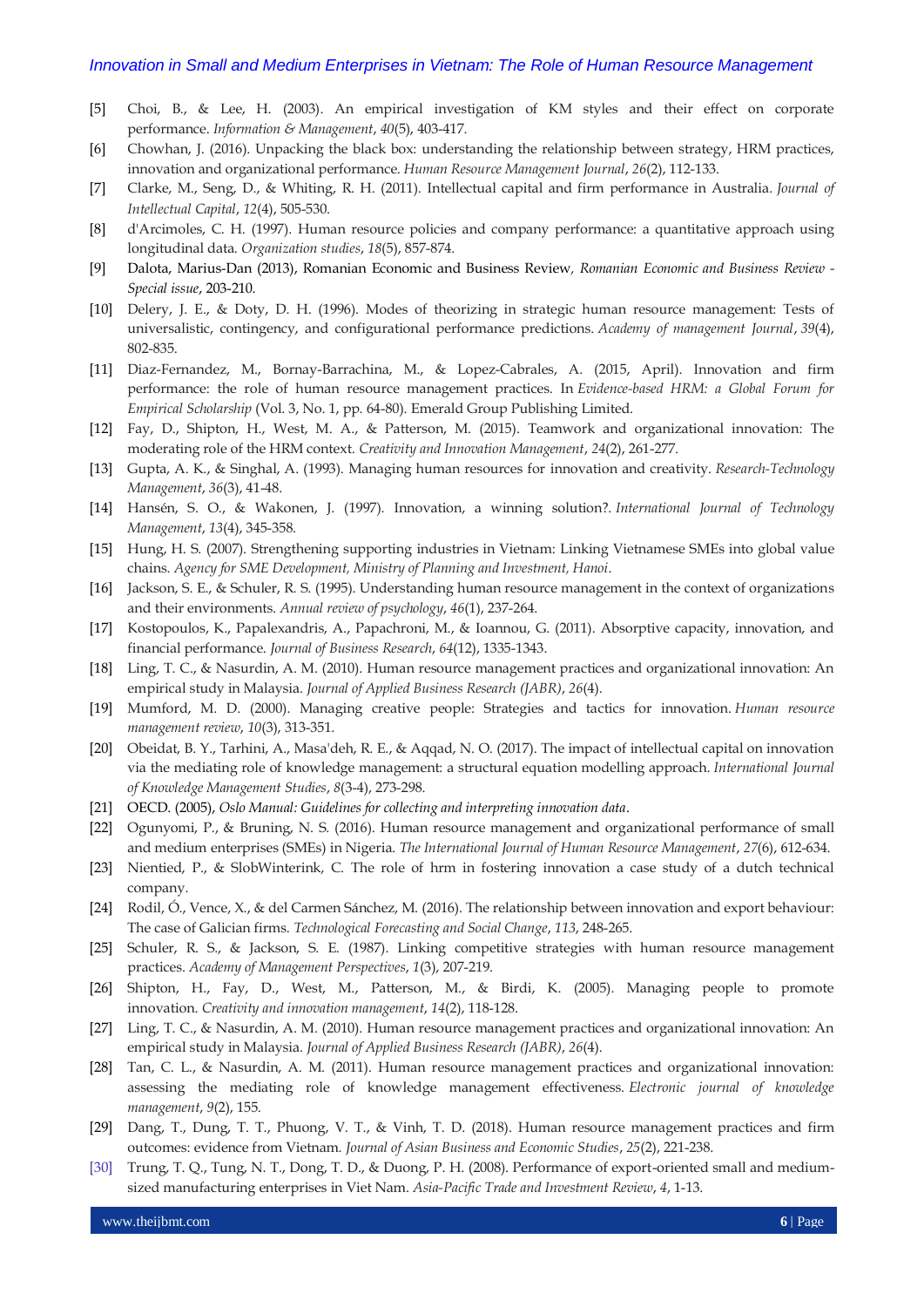[5] Choi, B., & Lee, H. (2003). An empirical investigation of KM styles and their effect on corporate performance. *Information & Management*, *40*(5), 403-417.

[6] Chowhan, J. (2016). Unpacking the black box: understanding the relationship between strategy, HRM practices, innovation and organizational performance. *Human Resource Management Journal*, *26*(2), 112-133.

[7] Clarke, M., Seng, D., & Whiting, R. H. (2011). Intellectual capital and firm performance in Australia. *Journal of Intellectual Capital*, *12*(4), 505-530.

[8] d'Arcimoles, C. H. (1997). Human resource policies and company performance: a quantitative approach using longitudinal data. *Organization studies*, *18*(5), 857-874.

[9] Dalota, Marius-Dan (2013), Romanian Economic and Business Review, *Romanian Economic and Business Review - Special issue*, 203-210.

[10] Delery, J. E., & Doty, D. H. (1996). Modes of theorizing in strategic human resource management: Tests of universalistic, contingency, and configurational performance predictions. *Academy of management Journal*, *39*(4), 802-835.

[11] Diaz-Fernandez, M., Bornay-Barrachina, M., & Lopez-Cabrales, A. (2015, April). Innovation and firm performance: the role of human resource management practices. In *Evidence-based HRM: a Global Forum for Empirical Scholarship* (Vol. 3, No. 1, pp. 64-80). Emerald Group Publishing Limited.

[12] Fay, D., Shipton, H., West, M. A., & Patterson, M. (2015). Teamwork and organizational innovation: The moderating role of the HRM context. *Creativity and Innovation Management*, *24*(2), 261-277.

[13] Gupta, A. K., & Singhal, A. (1993). Managing human resources for innovation and creativity. *Research-Technology Management*, *36*(3), 41-48.

[14] Hansén, S. O., & Wakonen, J. (1997). Innovation, a winning solution?. *International Journal of Technology Management*, *13*(4), 345-358.

[15] Hung, H. S. (2007). Strengthening supporting industries in Vietnam: Linking Vietnamese SMEs into global value chains. *Agency for SME Development, Ministry of Planning and Investment, Hanoi*.

[16] Jackson, S. E., & Schuler, R. S. (1995). Understanding human resource management in the context of organizations and their environments. *Annual review of psychology*, *46*(1), 237-264.

[17] Kostopoulos, K., Papalexandris, A., Papachroni, M., & Ioannou, G. (2011). Absorptive capacity, innovation, and financial performance. *Journal of Business Research*, *64*(12), 1335-1343.

[18] Ling, T. C., & Nasurdin, A. M. (2010). Human resource management practices and organizational innovation: An empirical study in Malaysia. *Journal of Applied Business Research (JABR)*, *26*(4).

[19] Mumford, M. D. (2000). Managing creative people: Strategies and tactics for innovation. *Human resource management review*, *10*(3), 313-351.

[20] Obeidat, B. Y., Tarhini, A., Masa'deh, R. E., & Aqqad, N. O. (2017). The impact of intellectual capital on innovation via the mediating role of knowledge management: a structural equation modelling approach. *International Journal of Knowledge Management Studies*, *8*(3-4), 273-298.

[21] OECD. (2005), *Oslo Manual: Guidelines for collecting and interpreting innovation data*.

[22] Ogunyomi, P., & Bruning, N. S. (2016). Human resource management and organizational performance of small and medium enterprises (SMEs) in Nigeria. *The International Journal of Human Resource Management*, *27*(6), 612-634.

[23] Nientied, P., & SlobWinterink, C. The role of hrm in fostering innovation a case study of a dutch technical company.

[24] Rodil, Ó., Vence, X., & del Carmen Sánchez, M. (2016). The relationship between innovation and export behaviour: The case of Galician firms. *Technological Forecasting and Social Change*, *113*, 248-265.

[25] Schuler, R. S., & Jackson, S. E. (1987). Linking competitive strategies with human resource management practices. *Academy of Management Perspectives*, *1*(3), 207-219.

[26] Shipton, H., Fay, D., West, M., Patterson, M., & Birdi, K. (2005). Managing people to promote innovation. *Creativity and innovation management*, *14*(2), 118-128.

[27] Ling, T. C., & Nasurdin, A. M. (2010). Human resource management practices and organizational innovation: An empirical study in Malaysia. *Journal of Applied Business Research (JABR)*, *26*(4).

[28] Tan, C. L., & Nasurdin, A. M. (2011). Human resource management practices and organizational innovation: assessing the mediating role of knowledge management effectiveness. *Electronic journal of knowledge management*, *9*(2), 155.

[29] Dang, T., Dung, T. T., Phuong, V. T., & Vinh, T. D. (2018). Human resource management practices and firm outcomes: evidence from Vietnam. *Journal of Asian Business and Economic Studies*, *25*(2), 221-238.

[30] Trung, T. Q., Tung, N. T., Dong, T. D., & Duong, P. H. (2008). Performance of export-oriented small and medium-sized manufacturing enterprises in Viet Nam. *Asia-Pacific Trade and Investment Review*, *4*, 1-13.